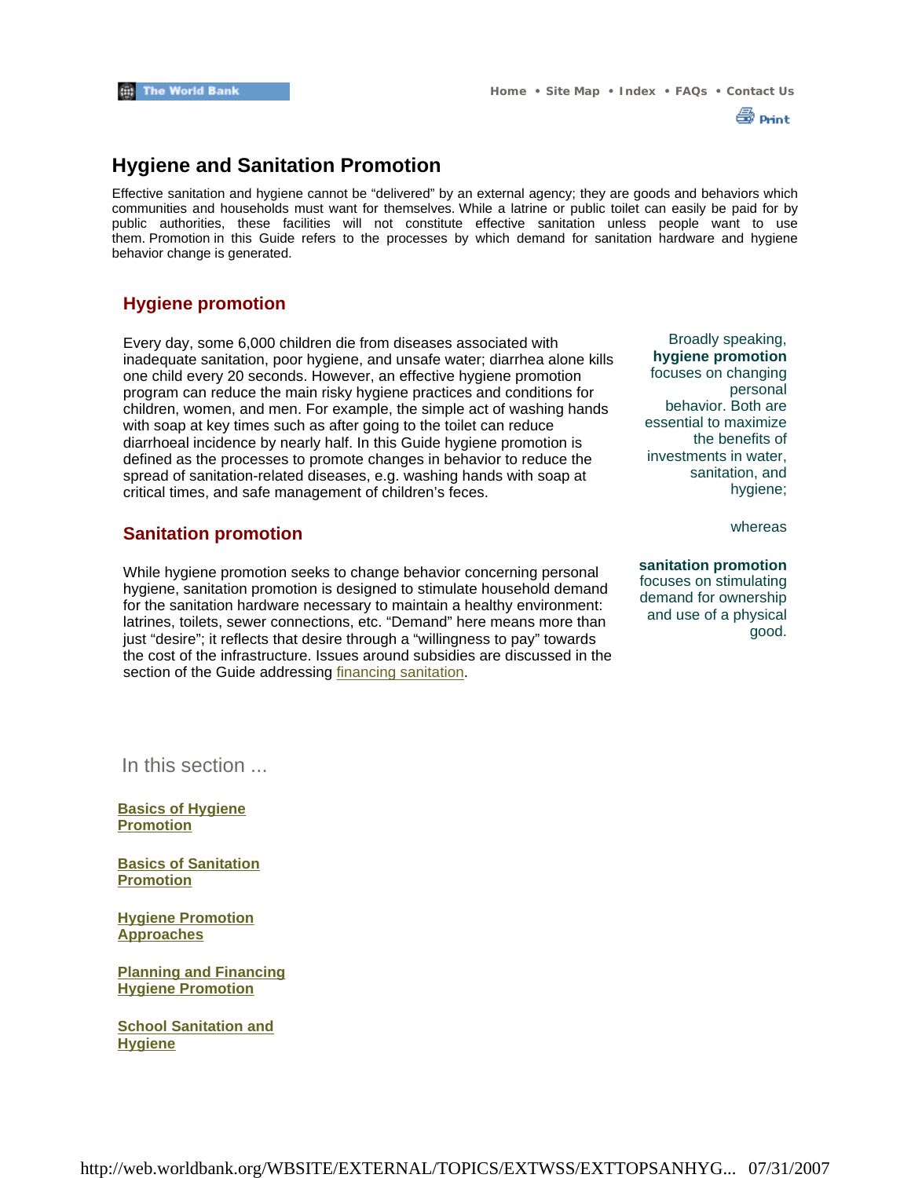# Hygiene and Sanitation Promotion

Effective sanitation and hygiene cannot be "delivered" by an external agency; they are goods and behaviors which communities and households must want for themselves. While a latrine or public toilet can easily be paid for by public authorities, these facilities will not constitute effective sanitation unless people want to use them. Promotion in this Guide refers to the processes by which demand for sanitation hardware and hygiene behavior change is generated.

## Hygiene promotion

Every day, some 6,000 children die from diseases associated with inadequate sanitation, poor hygiene, and unsafe water; diarrhea alone kills one child every 20 seconds. However, an effective hygiene promotion program can reduce the main risky hygiene practices and conditions for children, women, and men. For example, the simple act of washing hands with soap at key times such as after going to the toilet can reduce diarrhoeal incidence by nearly half. In this Guide hygiene promotion is defined as the processes to promote changes in behavior to reduce the spread of sanitation-related diseases, e.g. washing hands with soap at critical times, and safe management of children's feces.

## Sanitation promotion

While hygiene promotion seeks to change behavior concerning personal hygiene, sanitation promotion is designed to stimulate household demand for the sanitation hardware necessary to maintain a healthy environment: latrines, toilets, sewer connections, etc. "Demand" here means more than just "desire"; it reflects that desire through a "willingness to pay" towards the cost of the infrastructure. Issues around subsidies are discussed in the section of the Guide addressing financing sanitation.

Broadly speaking, **hygiene promotion** focuses on changing personal behavior. Both are essential to maximize the benefits of investments in water, sanitation, and hygiene;

whereas

**sanitation promotion** focuses on stimulating demand for ownership and use of a physical good.

In this section ...

**Basics of Hygiene Promotion**

**Basics of Sanitation Promotion**

**Hygiene Promotion Approaches**

**Planning and Financing Hygiene Promotion**

**School Sanitation and Hygiene**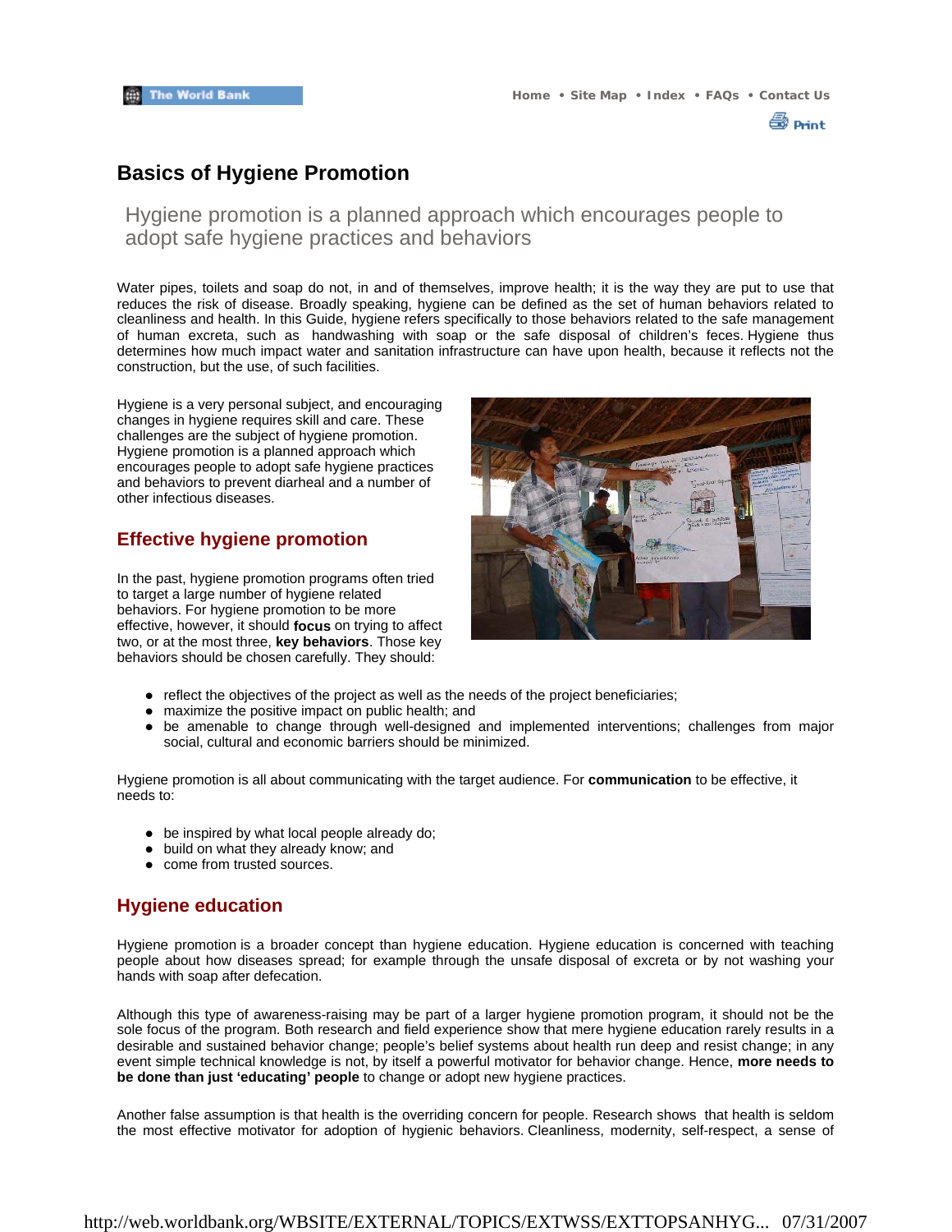# Basics of Hygiene Promotion

Hygiene promotion is a planned approach which encourages people to adopt safe hygiene practices and behaviors

Water pipes, toilets and soap do not, in and of themselves, improve health; it is the way they are put to use that reduces the risk of disease. Broadly speaking, hygiene can be defined as the set of human behaviors related to cleanliness and health. In this Guide, hygiene refers specifically to those behaviors related to the safe management of human excreta, such as handwashing with soap or the safe disposal of children's feces. Hygiene thus determines how much impact water and sanitation infrastructure can have upon health, because it reflects not the construction, but the use, of such facilities.

Hygiene is a very personal subject, and encouraging changes in hygiene requires skill and care. These challenges are the subject of hygiene promotion. Hygiene promotion is a planned approach which encourages people to adopt safe hygiene practices and behaviors to prevent diarheal and a number of other infectious diseases.

## Effective hygiene promotion

In the past, hygiene promotion programs often tried to target a large number of hygiene related behaviors. For hygiene promotion to be more effective, however, it should **focus** on trying to affect two, or at the most three, **key behaviors**. Those key behaviors should be chosen carefully. They should:

- reflect the objectives of the project as well as the needs of the project beneficiaries;
- maximize the positive impact on public health; and
- be amenable to change through well-designed and implemented interventions; challenges from major social, cultural and economic barriers should be minimized.

Hygiene promotion is all about communicating with the target audience. For **communication** to be effective, it needs to:

- be inspired by what local people already do;
- build on what they already know; and
- come from trusted sources.

## Hygiene education

Hygiene promotion is a broader concept than hygiene education. Hygiene education is concerned with teaching people about how diseases spread; for example through the unsafe disposal of excreta or by not washing your hands with soap after defecation.

Although this type of awareness-raising may be part of a larger hygiene promotion program, it should not be the sole focus of the program. Both research and field experience show that mere hygiene education rarely results in a desirable and sustained behavior change; people's belief systems about health run deep and resist change; in any event simple technical knowledge is not, by itself a powerful motivator for behavior change. Hence, **more needs to be done than just 'educating' people** to change or adopt new hygiene practices.

Another false assumption is that health is the overriding concern for people. Research shows that health is seldom the most effective motivator for adoption of hygienic behaviors. Cleanliness, modernity, self-respect, a sense of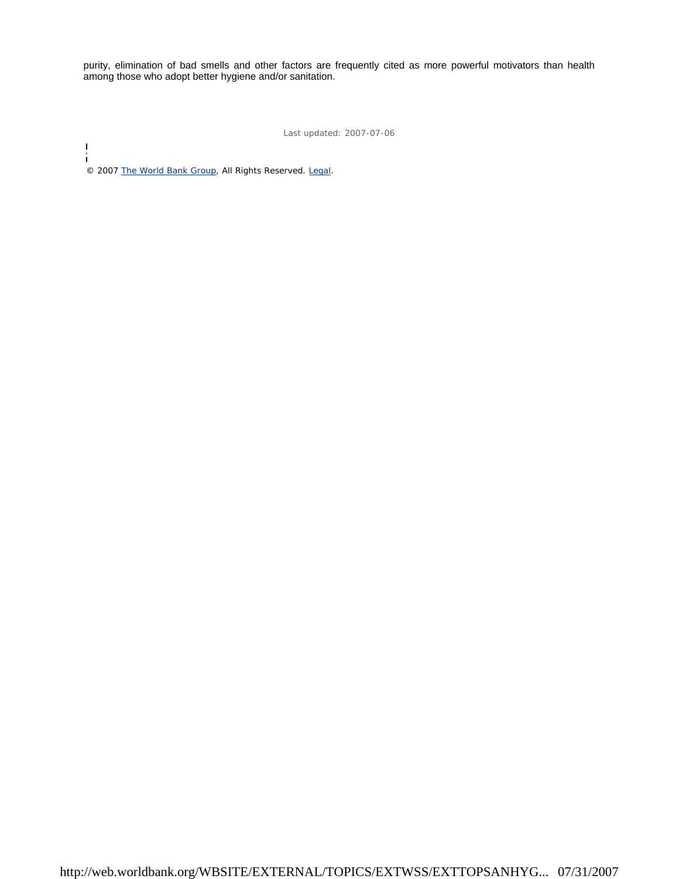purity, elimination of bad smells and other factors are frequently cited as more powerful motivators than health among those who adopt better hygiene and/or sanitation.

Last updated: 2007-07-06

© 2007 The World Bank Group, All Rights Reserved. Legal.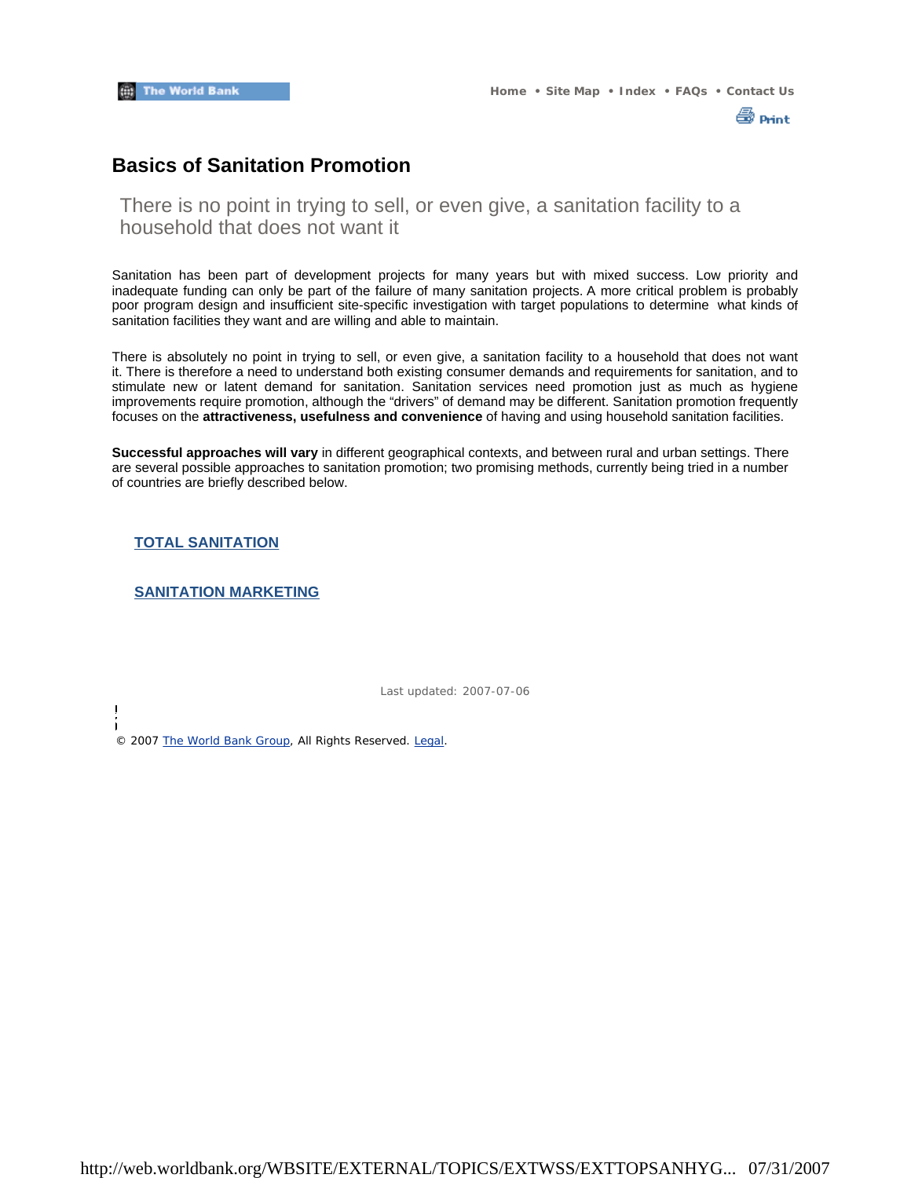# Basics of Sanitation Promotion

There is no point in trying to sell, or even give, a sanitation facility to a household that does not want it

Sanitation has been part of development projects for many years but with mixed success. Low priority and inadequate funding can only be part of the failure of many sanitation projects. A more critical problem is probably poor program design and insufficient site-specific investigation with target populations to determine what kinds of sanitation facilities they want and are willing and able to maintain.

There is absolutely no point in trying to sell, or even give, a sanitation facility to a household that does not want it. There is therefore a need to understand both existing consumer demands and requirements for sanitation, and to stimulate new or latent demand for sanitation. Sanitation services need promotion just as much as hygiene improvements require promotion, although the "drivers" of demand may be different. Sanitation promotion frequently focuses on the **attractiveness, usefulness and convenience** of having and using household sanitation facilities.

**Successful approaches will vary** in different geographical contexts, and between rural and urban settings. There are several possible approaches to sanitation promotion; two promising methods, currently being tried in a number of countries are briefly described below.

TOTAL SANITATION

SANITATION MARKETING

Last updated: 2007-07-06

© 2007 The World Bank Group, All Rights Reserved. Legal.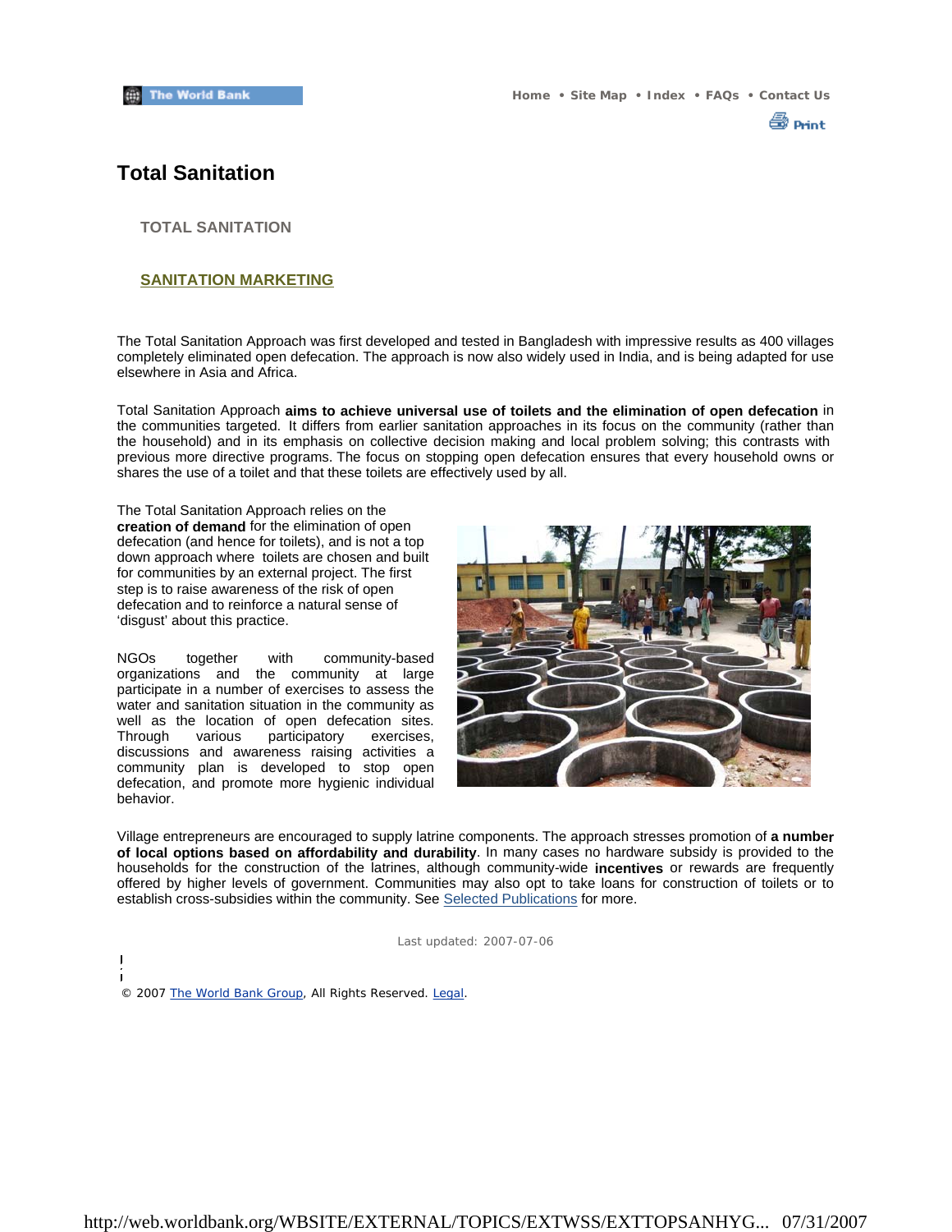# Total Sanitation

## TOTAL SANITATION

## SANITATION MARKETING

The Total Sanitation Approach was first developed and tested in Bangladesh with impressive results as 400 villages completely eliminated open defecation. The approach is now also widely used in India, and is being adapted for use elsewhere in Asia and Africa.

Total Sanitation Approach **aims to achieve universal use of toilets and the elimination of open defecation** in the communities targeted. It differs from earlier sanitation approaches in its focus on the community (rather than the household) and in its emphasis on collective decision making and local problem solving; this contrasts with previous more directive programs. The focus on stopping open defecation ensures that every household owns or shares the use of a toilet and that these toilets are effectively used by all.

The Total Sanitation Approach relies on the **creation of demand** for the elimination of open defecation (and hence for toilets), and is not a top down approach where toilets are chosen and built for communities by an external project. The first step is to raise awareness of the risk of open defecation and to reinforce a natural sense of 'disgust' about this practice.

NGOs together with community-based organizations and the community at large participate in a number of exercises to assess the water and sanitation situation in the community as well as the location of open defecation sites. Through various participatory exercises, discussions and awareness raising activities a community plan is developed to stop open defecation, and promote more hygienic individual behavior.

Village entrepreneurs are encouraged to supply latrine components. The approach stresses promotion of **a number of local options based on affordability and durability**. In many cases no hardware subsidy is provided to the households for the construction of the latrines, although community-wide **incentives** or rewards are frequently offered by higher levels of government. Communities may also opt to take loans for construction of toilets or to establish cross-subsidies within the community. See Selected Publications for more.

Last updated: 2007-07-06

© 2007 The World Bank Group, All Rights Reserved. Legal.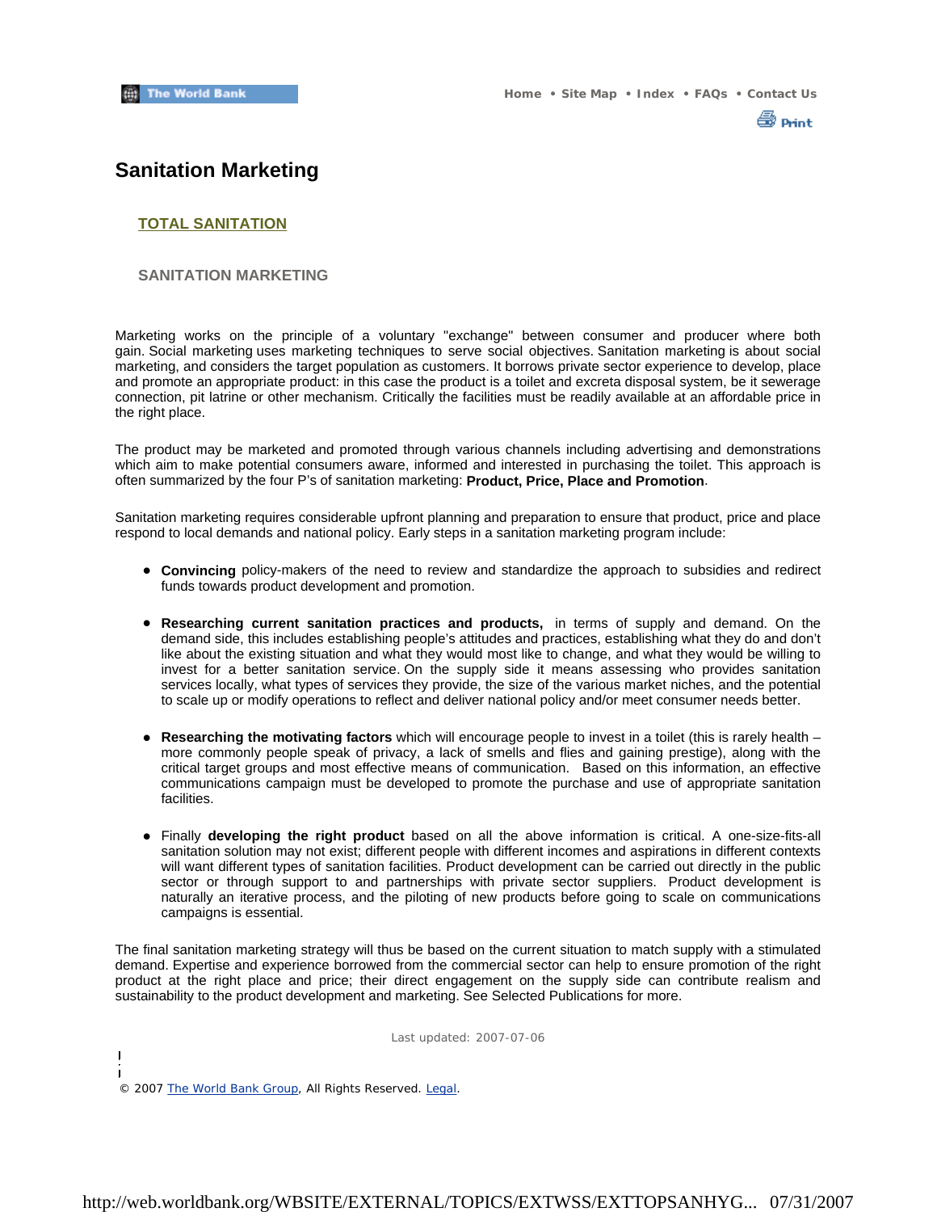# Sanitation Marketing

**TOTAL SANITATION**

## SANITATION MARKETING

Marketing works on the principle of a voluntary "exchange" between consumer and producer where both gain. Social marketing uses marketing techniques to serve social objectives. Sanitation marketing is about social marketing, and considers the target population as customers. It borrows private sector experience to develop, place and promote an appropriate product: in this case the product is a toilet and excreta disposal system, be it sewerage connection, pit latrine or other mechanism. Critically the facilities must be readily available at an affordable price in the right place.

The product may be marketed and promoted through various channels including advertising and demonstrations which aim to make potential consumers aware, informed and interested in purchasing the toilet. This approach is often summarized by the four P's of sanitation marketing: **Product, Price, Place and Promotion**.

Sanitation marketing requires considerable upfront planning and preparation to ensure that product, price and place respond to local demands and national policy. Early steps in a sanitation marketing program include:

- **Convincing** policy-makers of the need to review and standardize the approach to subsidies and redirect funds towards product development and promotion.
- **Researching current sanitation practices and products,** in terms of supply and demand. On the demand side, this includes establishing people's attitudes and practices, establishing what they do and don't like about the existing situation and what they would most like to change, and what they would be willing to invest for a better sanitation service. On the supply side it means assessing who provides sanitation services locally, what types of services they provide, the size of the various market niches, and the potential to scale up or modify operations to reflect and deliver national policy and/or meet consumer needs better.
- **Researching the motivating factors** which will encourage people to invest in a toilet (this is rarely health – more commonly people speak of privacy, a lack of smells and flies and gaining prestige), along with the critical target groups and most effective means of communication. Based on this information, an effective communications campaign must be developed to promote the purchase and use of appropriate sanitation facilities.
- Finally **developing the right product** based on all the above information is critical. A one-size-fits-all sanitation solution may not exist; different people with different incomes and aspirations in different contexts will want different types of sanitation facilities. Product development can be carried out directly in the public sector or through support to and partnerships with private sector suppliers. Product development is naturally an iterative process, and the piloting of new products before going to scale on communications campaigns is essential.

The final sanitation marketing strategy will thus be based on the current situation to match supply with a stimulated demand. Expertise and experience borrowed from the commercial sector can help to ensure promotion of the right product at the right place and price; their direct engagement on the supply side can contribute realism and sustainability to the product development and marketing. See Selected Publications for more.

Last updated: 2007-07-06

© 2007 The World Bank Group, All Rights Reserved. Legal.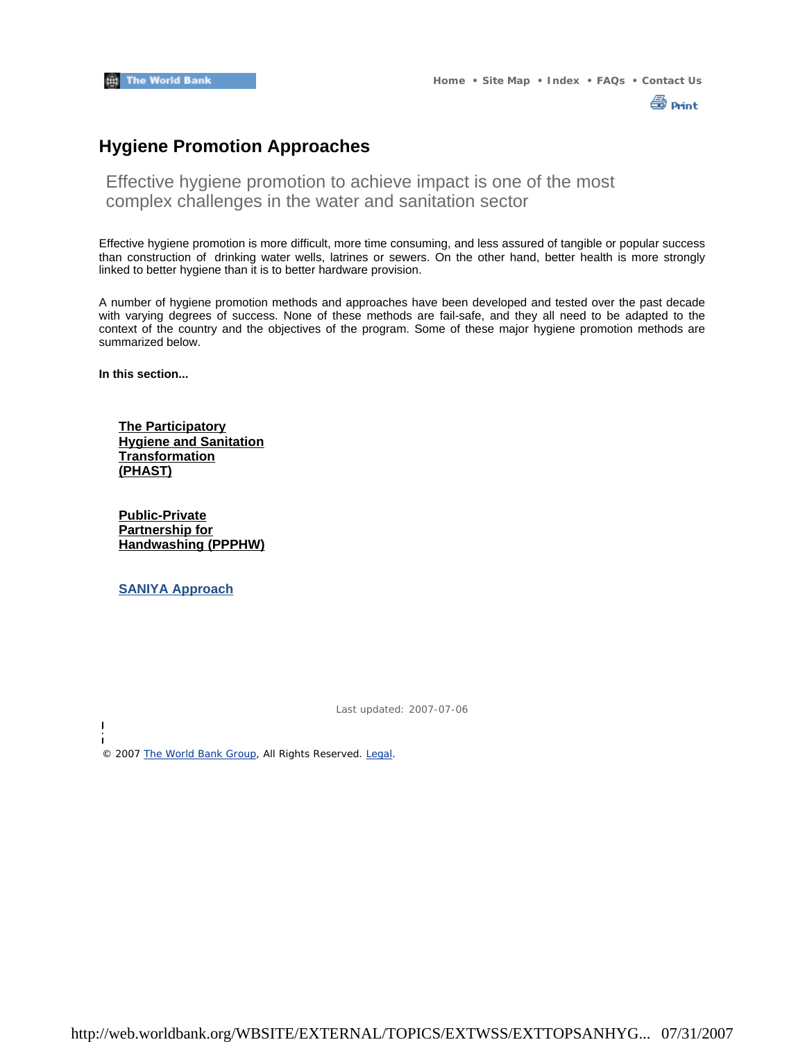# Hygiene Promotion Approaches

Effective hygiene promotion to achieve impact is one of the most complex challenges in the water and sanitation sector

Effective hygiene promotion is more difficult, more time consuming, and less assured of tangible or popular success than construction of drinking water wells, latrines or sewers. On the other hand, better health is more strongly linked to better hygiene than it is to better hardware provision.

A number of hygiene promotion methods and approaches have been developed and tested over the past decade with varying degrees of success. None of these methods are fail-safe, and they all need to be adapted to the context of the country and the objectives of the program. Some of these major hygiene promotion methods are summarized below.

**In this section...**

**The Participatory Hygiene and Sanitation Transformation (PHAST)**

**Public-Private Partnership for Handwashing (PPPHW)**

**SANIYA Approach**

Last updated: 2007-07-06

© 2007 The World Bank Group, All Rights Reserved. Legal.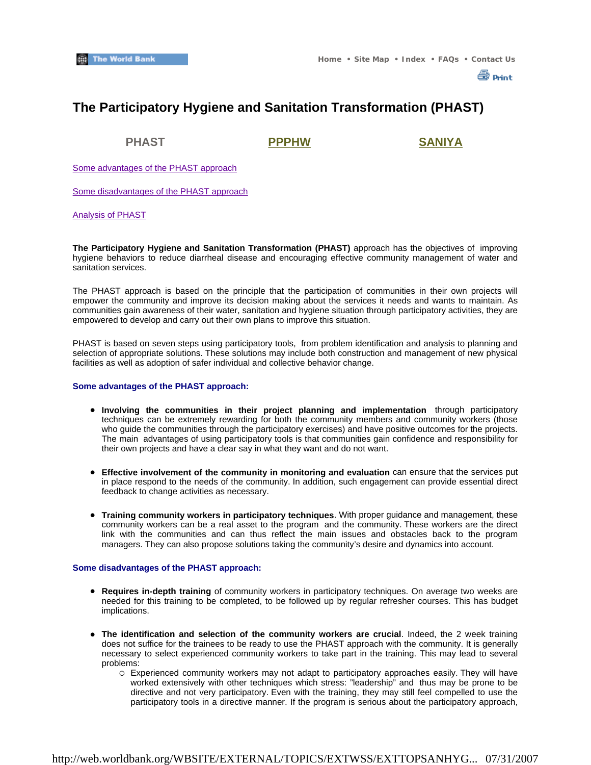# The Participatory Hygiene and Sanitation Transformation (PHAST)

**PHAST** | PPPHW | SANIYA

Some advantages of the PHAST approach

Some disadvantages of the PHAST approach

Analysis of PHAST

**The Participatory Hygiene and Sanitation Transformation (PHAST)** approach has the objectives of improving hygiene behaviors to reduce diarrheal disease and encouraging effective community management of water and sanitation services.

The PHAST approach is based on the principle that the participation of communities in their own projects will empower the community and improve its decision making about the services it needs and wants to maintain. As communities gain awareness of their water, sanitation and hygiene situation through participatory activities, they are empowered to develop and carry out their own plans to improve this situation.

PHAST is based on seven steps using participatory tools, from problem identification and analysis to planning and selection of appropriate solutions. These solutions may include both construction and management of new physical facilities as well as adoption of safer individual and collective behavior change.

### Some advantages of the PHAST approach:

- **Involving the communities in their project planning and implementation** through participatory techniques can be extremely rewarding for both the community members and community workers (those who guide the communities through the participatory exercises) and have positive outcomes for the projects. The main advantages of using participatory tools is that communities gain confidence and responsibility for their own projects and have a clear say in what they want and do not want.

- **Effective involvement of the community in monitoring and evaluation** can ensure that the services put in place respond to the needs of the community. In addition, such engagement can provide essential direct feedback to change activities as necessary.

- **Training community workers in participatory techniques**. With proper guidance and management, these community workers can be a real asset to the program and the community. These workers are the direct link with the communities and can thus reflect the main issues and obstacles back to the program managers. They can also propose solutions taking the community's desire and dynamics into account.

### Some disadvantages of the PHAST approach:

- **Requires in-depth training** of community workers in participatory techniques. On average two weeks are needed for this training to be completed, to be followed up by regular refresher courses. This has budget implications.

- **The identification and selection of the community workers are crucial**. Indeed, the 2 week training does not suffice for the trainees to be ready to use the PHAST approach with the community. It is generally necessary to select experienced community workers to take part in the training. This may lead to several problems:
  - Experienced community workers may not adapt to participatory approaches easily. They will have worked extensively with other techniques which stress: "leadership" and thus may be prone to be directive and not very participatory. Even with the training, they may still feel compelled to use the participatory tools in a directive manner. If the program is serious about the participatory approach,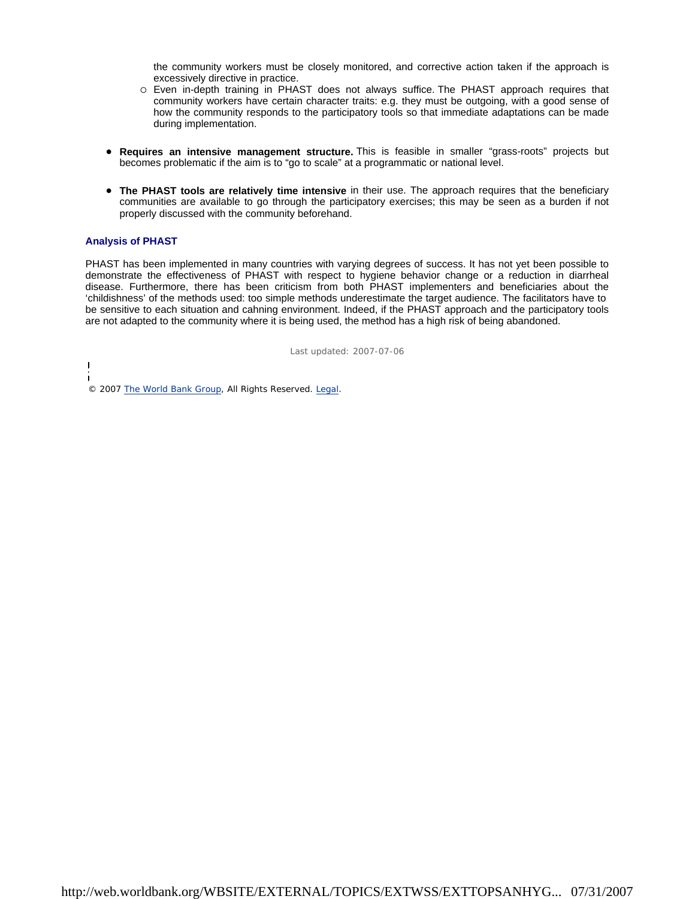- the community workers must be closely monitored, and corrective action taken if the approach is excessively directive in practice.
  - Even in-depth training in PHAST does not always suffice. The PHAST approach requires that community workers have certain character traits: e.g. they must be outgoing, with a good sense of how the community responds to the participatory tools so that immediate adaptations can be made during implementation.

- **Requires an intensive management structure.** This is feasible in smaller "grass-roots" projects but becomes problematic if the aim is to "go to scale" at a programmatic or national level.

- **The PHAST tools are relatively time intensive** in their use. The approach requires that the beneficiary communities are available to go through the participatory exercises; this may be seen as a burden if not properly discussed with the community beforehand.

### Analysis of PHAST

PHAST has been implemented in many countries with varying degrees of success. It has not yet been possible to demonstrate the effectiveness of PHAST with respect to hygiene behavior change or a reduction in diarrheal disease. Furthermore, there has been criticism from both PHAST implementers and beneficiaries about the 'childishness' of the methods used: too simple methods underestimate the target audience. The facilitators have to be sensitive to each situation and cahning environment. Indeed, if the PHAST approach and the participatory tools are not adapted to the community where it is being used, the method has a high risk of being abandoned.

Last updated: 2007-07-06

© 2007 The World Bank Group, All Rights Reserved. Legal.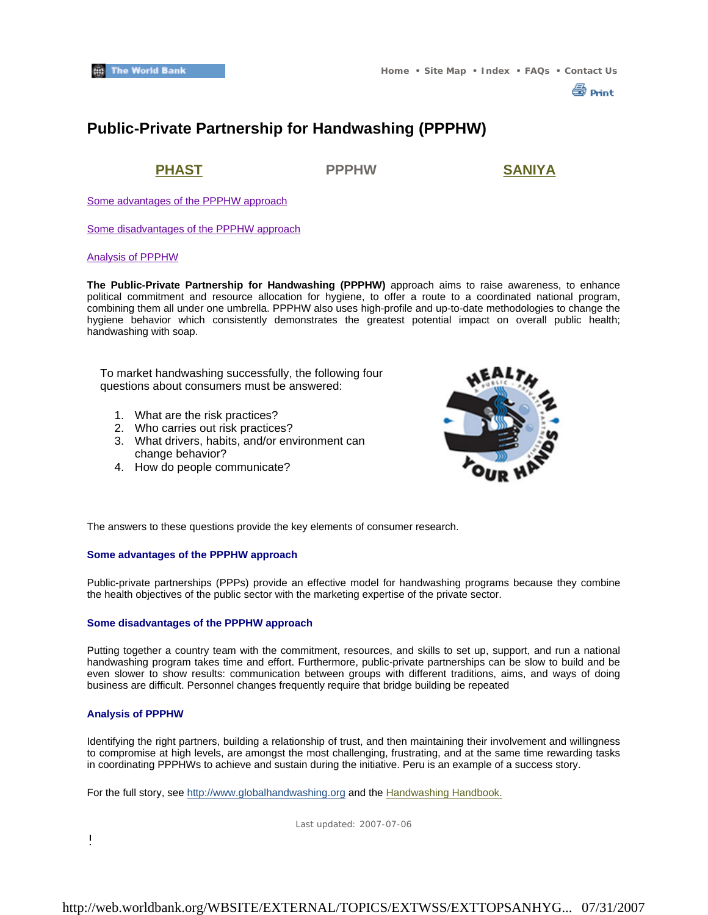# Public-Private Partnership for Handwashing (PPPHW)

PHAST PPPHW SANIYA

Some advantages of the PPPHW approach

Some disadvantages of the PPPHW approach

Analysis of PPPHW

**The Public-Private Partnership for Handwashing (PPPHW)** approach aims to raise awareness, to enhance political commitment and resource allocation for hygiene, to offer a route to a coordinated national program, combining them all under one umbrella. PPPHW also uses high-profile and up-to-date methodologies to change the hygiene behavior which consistently demonstrates the greatest potential impact on overall public health; handwashing with soap.

To market handwashing successfully, the following four questions about consumers must be answered:

1. What are the risk practices?
2. Who carries out risk practices?
3. What drivers, habits, and/or environment can change behavior?
4. How do people communicate?

The answers to these questions provide the key elements of consumer research.

### Some advantages of the PPPHW approach

Public-private partnerships (PPPs) provide an effective model for handwashing programs because they combine the health objectives of the public sector with the marketing expertise of the private sector.

### Some disadvantages of the PPPHW approach

Putting together a country team with the commitment, resources, and skills to set up, support, and run a national handwashing program takes time and effort. Furthermore, public-private partnerships can be slow to build and be even slower to show results: communication between groups with different traditions, aims, and ways of doing business are difficult. Personnel changes frequently require that bridge building be repeated

### Analysis of PPPHW

Identifying the right partners, building a relationship of trust, and then maintaining their involvement and willingness to compromise at high levels, are amongst the most challenging, frustrating, and at the same time rewarding tasks in coordinating PPPHWs to achieve and sustain during the initiative. Peru is an example of a success story.

For the full story, see http://www.globalhandwashing.org and the Handwashing Handbook.

Last updated: 2007-07-06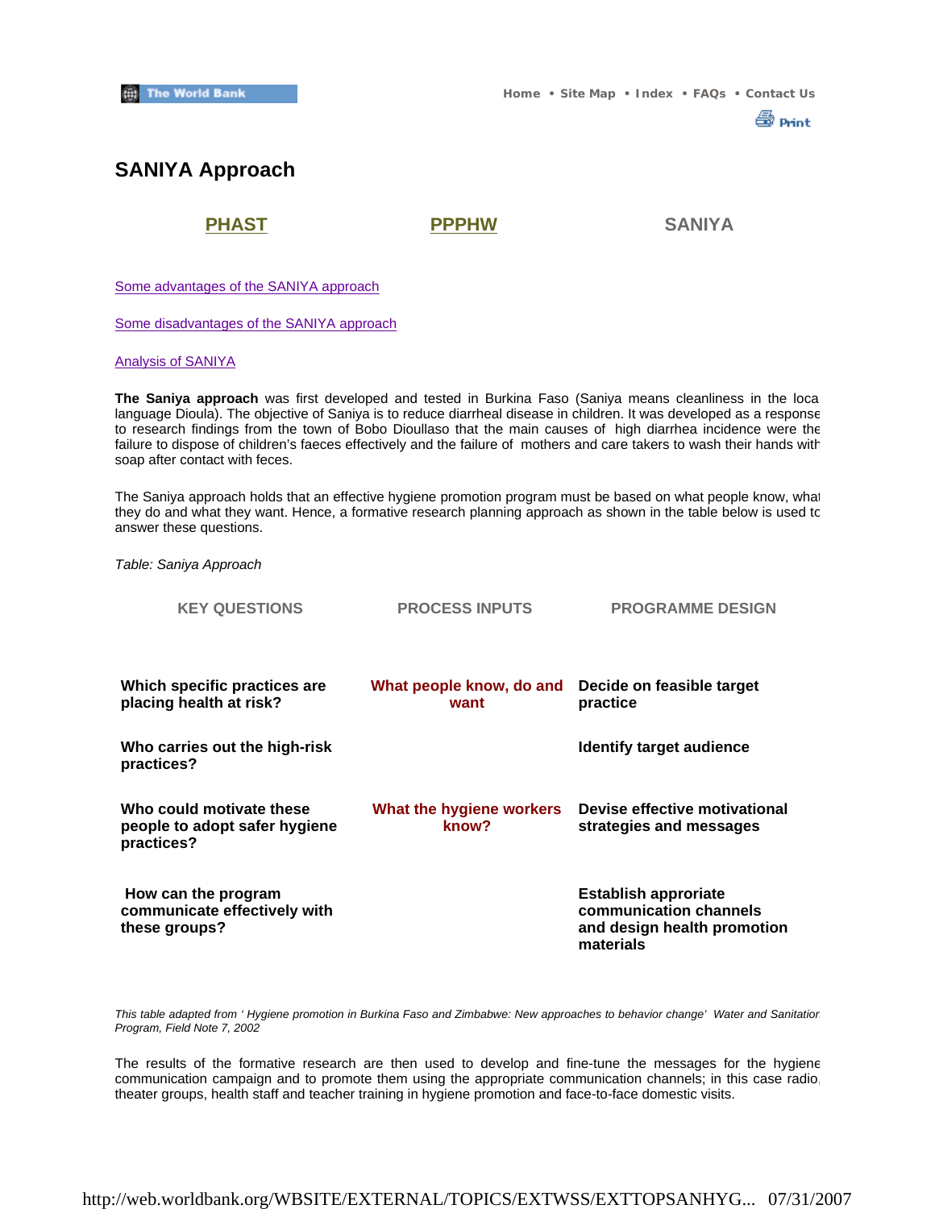# SANIYA Approach

**PHAST** | **PPPHW** | **SANIYA**

Some advantages of the SANIYA approach

Some disadvantages of the SANIYA approach

Analysis of SANIYA

**The Saniya approach** was first developed and tested in Burkina Faso (Saniya means cleanliness in the local language Dioula). The objective of Saniya is to reduce diarrheal disease in children. It was developed as a response to research findings from the town of Bobo Dioullaso that the main causes of high diarrhea incidence were the failure to dispose of children's faeces effectively and the failure of mothers and care takers to wash their hands with soap after contact with feces.

The Saniya approach holds that an effective hygiene promotion program must be based on what people know, what they do and what they want. Hence, a formative research planning approach as shown in the table below is used to answer these questions.

*Table: Saniya Approach*

| KEY QUESTIONS | PROCESS INPUTS | PROGRAMME DESIGN |
|---|---|---|
| **Which specific practices are placing health at risk?** | **What people know, do and want** | **Decide on feasible target practice** |
| **Who carries out the high-risk practices?** | | **Identify target audience** |
| **Who could motivate these people to adopt safer hygiene practices?** | **What the hygiene workers know?** | **Devise effective motivational strategies and messages** |
| **How can the program communicate effectively with these groups?** | | **Establish approriate communication channels and design health promotion materials** |

*This table adapted from ' Hygiene promotion in Burkina Faso and Zimbabwe: New approaches to behavior change' Water and Sanitation Program, Field Note 7, 2002*

The results of the formative research are then used to develop and fine-tune the messages for the hygiene communication campaign and to promote them using the appropriate communication channels; in this case radio, theater groups, health staff and teacher training in hygiene promotion and face-to-face domestic visits.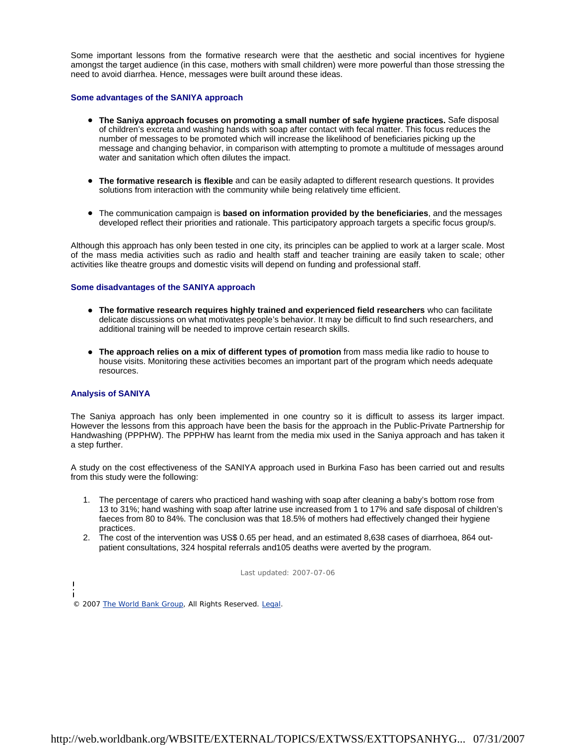Some important lessons from the formative research were that the aesthetic and social incentives for hygiene amongst the target audience (in this case, mothers with small children) were more powerful than those stressing the need to avoid diarrhea. Hence, messages were built around these ideas.

### Some advantages of the SANIYA approach

- **The Saniya approach focuses on promoting a small number of safe hygiene practices.** Safe disposal of children's excreta and washing hands with soap after contact with fecal matter. This focus reduces the number of messages to be promoted which will increase the likelihood of beneficiaries picking up the message and changing behavior, in comparison with attempting to promote a multitude of messages around water and sanitation which often dilutes the impact.

- **The formative research is flexible** and can be easily adapted to different research questions. It provides solutions from interaction with the community while being relatively time efficient.

- The communication campaign is **based on information provided by the beneficiaries**, and the messages developed reflect their priorities and rationale. This participatory approach targets a specific focus group/s.

Although this approach has only been tested in one city, its principles can be applied to work at a larger scale. Most of the mass media activities such as radio and health staff and teacher training are easily taken to scale; other activities like theatre groups and domestic visits will depend on funding and professional staff.

### Some disadvantages of the SANIYA approach

- **The formative research requires highly trained and experienced field researchers** who can facilitate delicate discussions on what motivates people's behavior. It may be difficult to find such researchers, and additional training will be needed to improve certain research skills.

- **The approach relies on a mix of different types of promotion** from mass media like radio to house to house visits. Monitoring these activities becomes an important part of the program which needs adequate resources.

### Analysis of SANIYA

The Saniya approach has only been implemented in one country so it is difficult to assess its larger impact. However the lessons from this approach have been the basis for the approach in the Public-Private Partnership for Handwashing (PPPHW). The PPPHW has learnt from the media mix used in the Saniya approach and has taken it a step further.

A study on the cost effectiveness of the SANIYA approach used in Burkina Faso has been carried out and results from this study were the following:

1. The percentage of carers who practiced hand washing with soap after cleaning a baby's bottom rose from 13 to 31%; hand washing with soap after latrine use increased from 1 to 17% and safe disposal of children's faeces from 80 to 84%. The conclusion was that 18.5% of mothers had effectively changed their hygiene practices.
2. The cost of the intervention was US$ 0.65 per head, and an estimated 8,638 cases of diarrhoea, 864 out-patient consultations, 324 hospital referrals and105 deaths were averted by the program.

Last updated: 2007-07-06

© 2007 The World Bank Group, All Rights Reserved. Legal.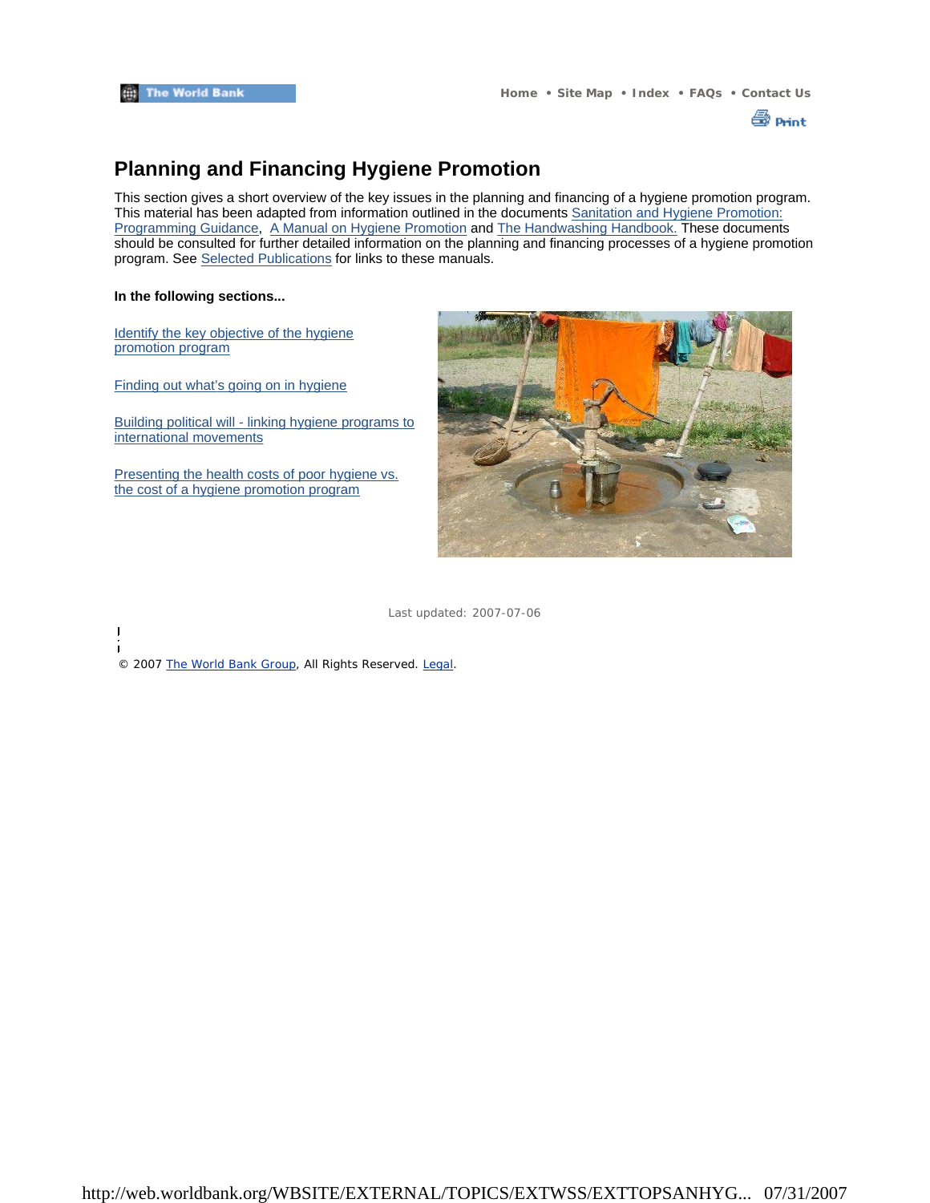# Planning and Financing Hygiene Promotion

This section gives a short overview of the key issues in the planning and financing of a hygiene promotion program. This material has been adapted from information outlined in the documents Sanitation and Hygiene Promotion: Programming Guidance, A Manual on Hygiene Promotion and The Handwashing Handbook. These documents should be consulted for further detailed information on the planning and financing processes of a hygiene promotion program. See Selected Publications for links to these manuals.

**In the following sections...**

Identify the key objective of the hygiene promotion program

Finding out what's going on in hygiene

Building political will - linking hygiene programs to international movements

Presenting the health costs of poor hygiene vs. the cost of a hygiene promotion program

Last updated: 2007-07-06

© 2007 The World Bank Group, All Rights Reserved. Legal.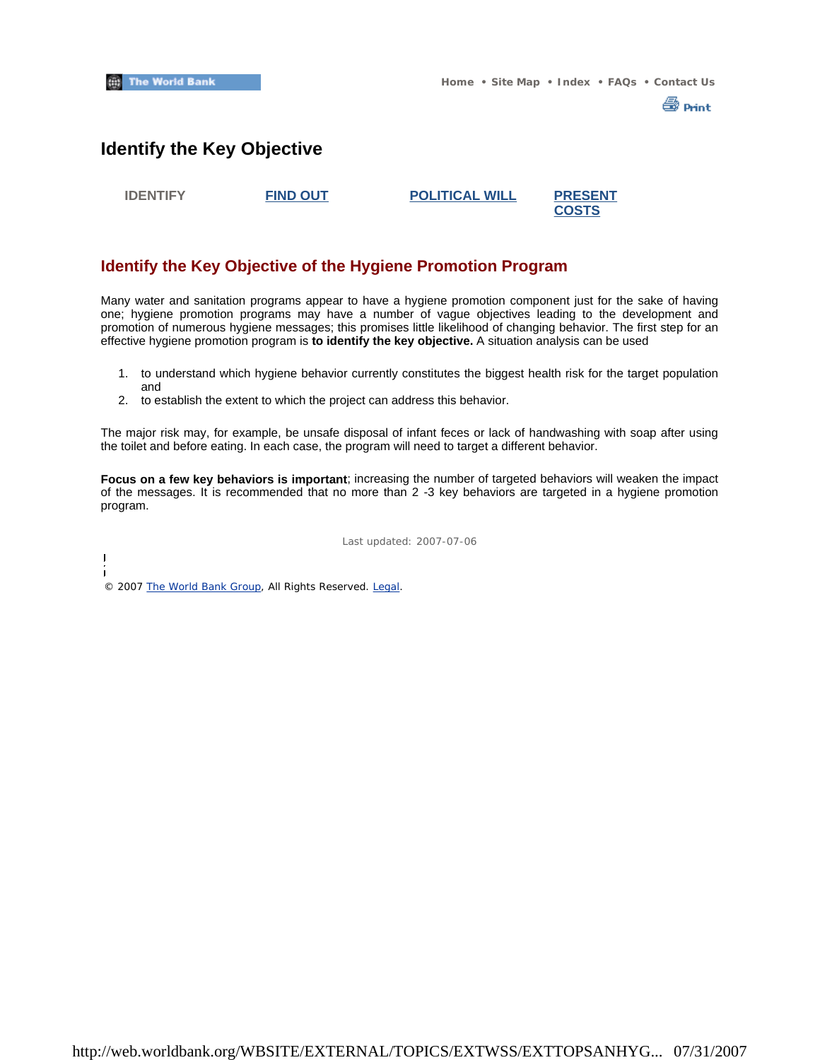# Identify the Key Objective

IDENTIFY | FIND OUT | POLITICAL WILL | PRESENT COSTS

## Identify the Key Objective of the Hygiene Promotion Program

Many water and sanitation programs appear to have a hygiene promotion component just for the sake of having one; hygiene promotion programs may have a number of vague objectives leading to the development and promotion of numerous hygiene messages; this promises little likelihood of changing behavior. The first step for an effective hygiene promotion program is **to identify the key objective.** A situation analysis can be used

1. to understand which hygiene behavior currently constitutes the biggest health risk for the target population and
2. to establish the extent to which the project can address this behavior.

The major risk may, for example, be unsafe disposal of infant feces or lack of handwashing with soap after using the toilet and before eating. In each case, the program will need to target a different behavior.

**Focus on a few key behaviors is important**; increasing the number of targeted behaviors will weaken the impact of the messages. It is recommended that no more than 2 -3 key behaviors are targeted in a hygiene promotion program.

Last updated: 2007-07-06

© 2007 The World Bank Group, All Rights Reserved. Legal.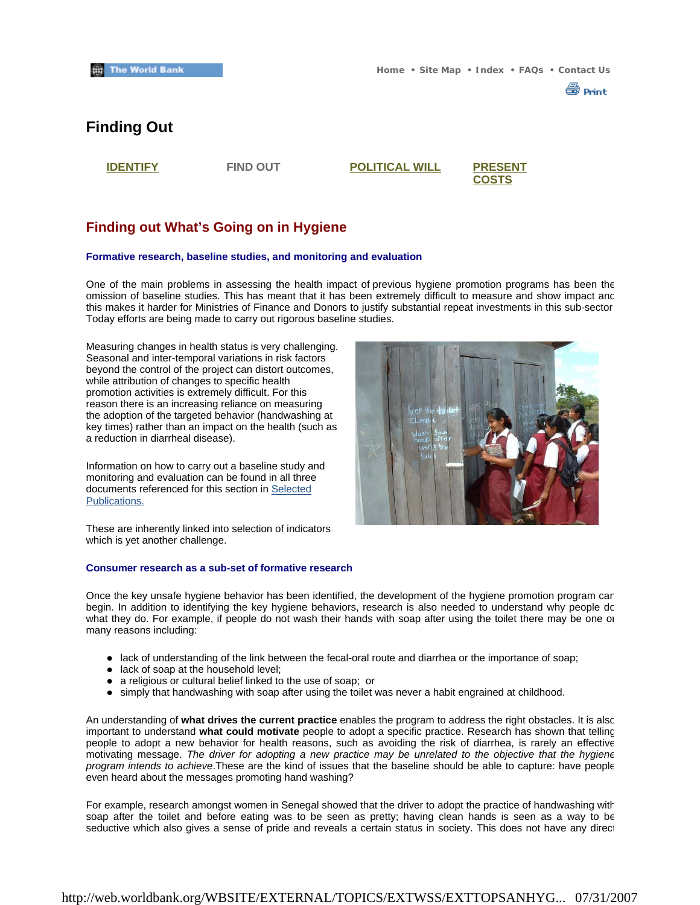# Finding Out

**IDENTIFY** | FIND OUT | **POLITICAL WILL** | **PRESENT COSTS**

## Finding out What's Going on in Hygiene

### Formative research, baseline studies, and monitoring and evaluation

One of the main problems in assessing the health impact of previous hygiene promotion programs has been the omission of baseline studies. This has meant that it has been extremely difficult to measure and show impact and this makes it harder for Ministries of Finance and Donors to justify substantial repeat investments in this sub-sector. Today efforts are being made to carry out rigorous baseline studies.

Measuring changes in health status is very challenging. Seasonal and inter-temporal variations in risk factors beyond the control of the project can distort outcomes, while attribution of changes to specific health promotion activities is extremely difficult. For this reason there is an increasing reliance on measuring the adoption of the targeted behavior (handwashing at key times) rather than an impact on the health (such as a reduction in diarrheal disease).

Information on how to carry out a baseline study and monitoring and evaluation can be found in all three documents referenced for this section in Selected Publications.

These are inherently linked into selection of indicators which is yet another challenge.

### Consumer research as a sub-set of formative research

Once the key unsafe hygiene behavior has been identified, the development of the hygiene promotion program can begin. In addition to identifying the key hygiene behaviors, research is also needed to understand why people do what they do. For example, if people do not wash their hands with soap after using the toilet there may be one or many reasons including:

- lack of understanding of the link between the fecal-oral route and diarrhea or the importance of soap;
- lack of soap at the household level;
- a religious or cultural belief linked to the use of soap; or
- simply that handwashing with soap after using the toilet was never a habit engrained at childhood.

An understanding of **what drives the current practice** enables the program to address the right obstacles. It is also important to understand **what could motivate** people to adopt a specific practice. Research has shown that telling people to adopt a new behavior for health reasons, such as avoiding the risk of diarrhea, is rarely an effective motivating message. *The driver for adopting a new practice may be unrelated to the objective that the hygiene program intends to achieve*.These are the kind of issues that the baseline should be able to capture: have people even heard about the messages promoting hand washing?

For example, research amongst women in Senegal showed that the driver to adopt the practice of handwashing with soap after the toilet and before eating was to be seen as pretty; having clean hands is seen as a way to be seductive which also gives a sense of pride and reveals a certain status in society. This does not have any direct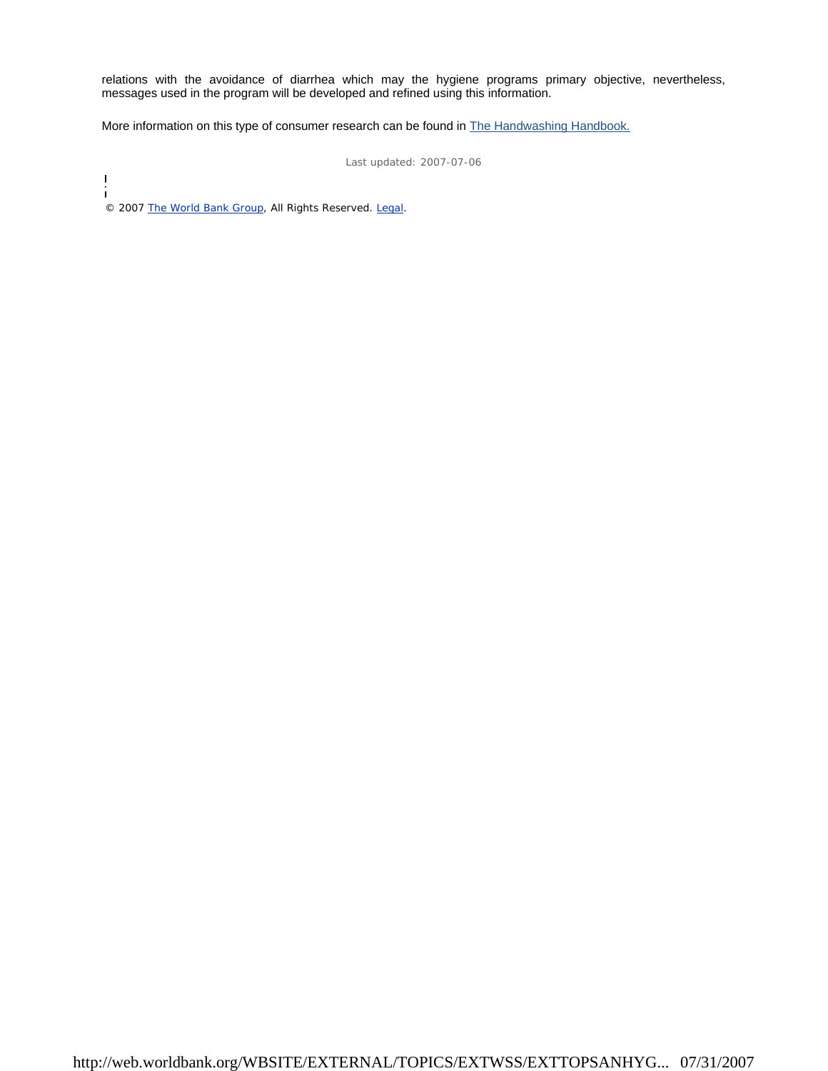relations with the avoidance of diarrhea which may the hygiene programs primary objective, nevertheless, messages used in the program will be developed and refined using this information.

More information on this type of consumer research can be found in The Handwashing Handbook.

Last updated: 2007-07-06

© 2007 The World Bank Group, All Rights Reserved. Legal.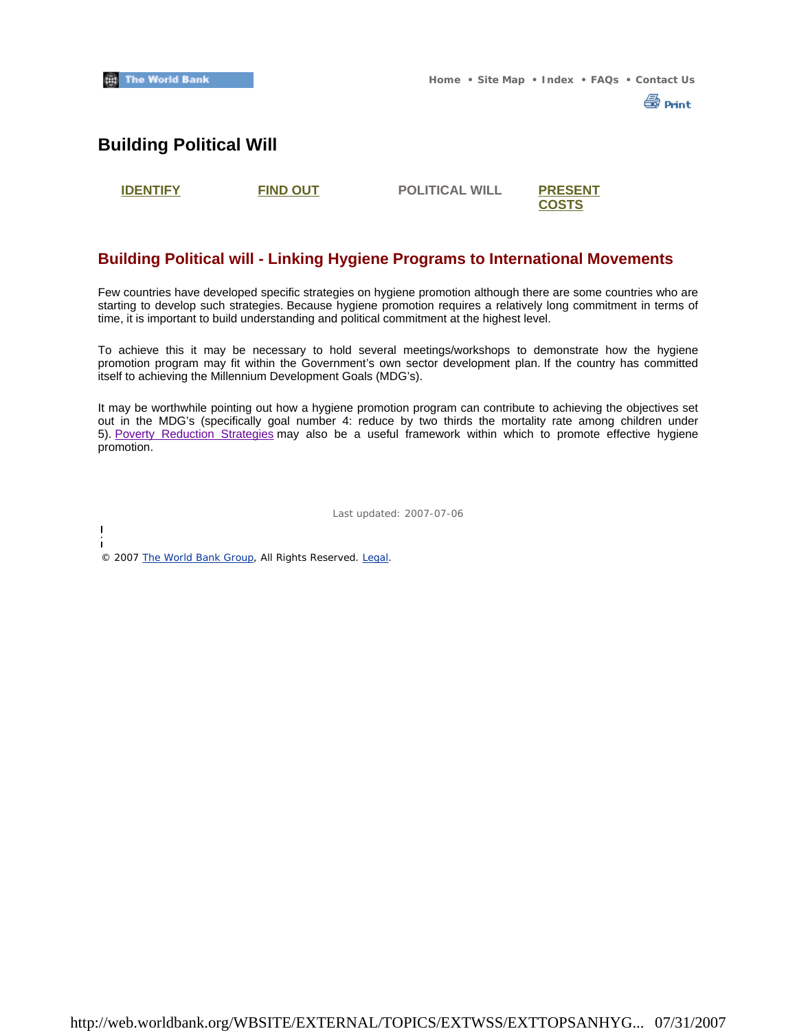# Building Political Will

IDENTIFY | FIND OUT | POLITICAL WILL | PRESENT COSTS

## Building Political will - Linking Hygiene Programs to International Movements

Few countries have developed specific strategies on hygiene promotion although there are some countries who are starting to develop such strategies. Because hygiene promotion requires a relatively long commitment in terms of time, it is important to build understanding and political commitment at the highest level.

To achieve this it may be necessary to hold several meetings/workshops to demonstrate how the hygiene promotion program may fit within the Government's own sector development plan. If the country has committed itself to achieving the Millennium Development Goals (MDG's).

It may be worthwhile pointing out how a hygiene promotion program can contribute to achieving the objectives set out in the MDG's (specifically goal number 4: reduce by two thirds the mortality rate among children under 5). Poverty Reduction Strategies may also be a useful framework within which to promote effective hygiene promotion.

Last updated: 2007-07-06

© 2007 The World Bank Group, All Rights Reserved. Legal.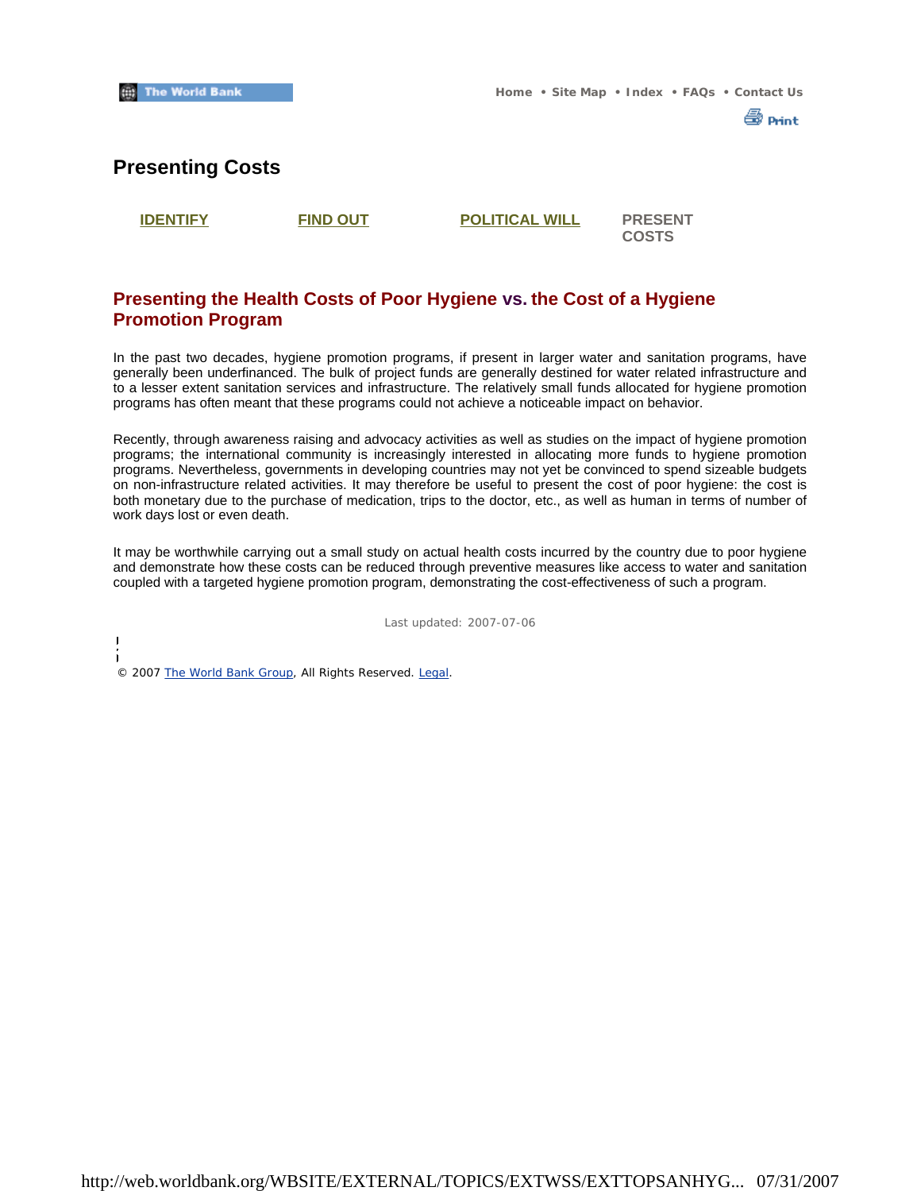# Presenting Costs

IDENTIFY | FIND OUT | POLITICAL WILL | PRESENT COSTS

## Presenting the Health Costs of Poor Hygiene vs. the Cost of a Hygiene Promotion Program

In the past two decades, hygiene promotion programs, if present in larger water and sanitation programs, have generally been underfinanced. The bulk of project funds are generally destined for water related infrastructure and to a lesser extent sanitation services and infrastructure. The relatively small funds allocated for hygiene promotion programs has often meant that these programs could not achieve a noticeable impact on behavior.

Recently, through awareness raising and advocacy activities as well as studies on the impact of hygiene promotion programs; the international community is increasingly interested in allocating more funds to hygiene promotion programs. Nevertheless, governments in developing countries may not yet be convinced to spend sizeable budgets on non-infrastructure related activities. It may therefore be useful to present the cost of poor hygiene: the cost is both monetary due to the purchase of medication, trips to the doctor, etc., as well as human in terms of number of work days lost or even death.

It may be worthwhile carrying out a small study on actual health costs incurred by the country due to poor hygiene and demonstrate how these costs can be reduced through preventive measures like access to water and sanitation coupled with a targeted hygiene promotion program, demonstrating the cost-effectiveness of such a program.

Last updated: 2007-07-06

© 2007 The World Bank Group, All Rights Reserved. Legal.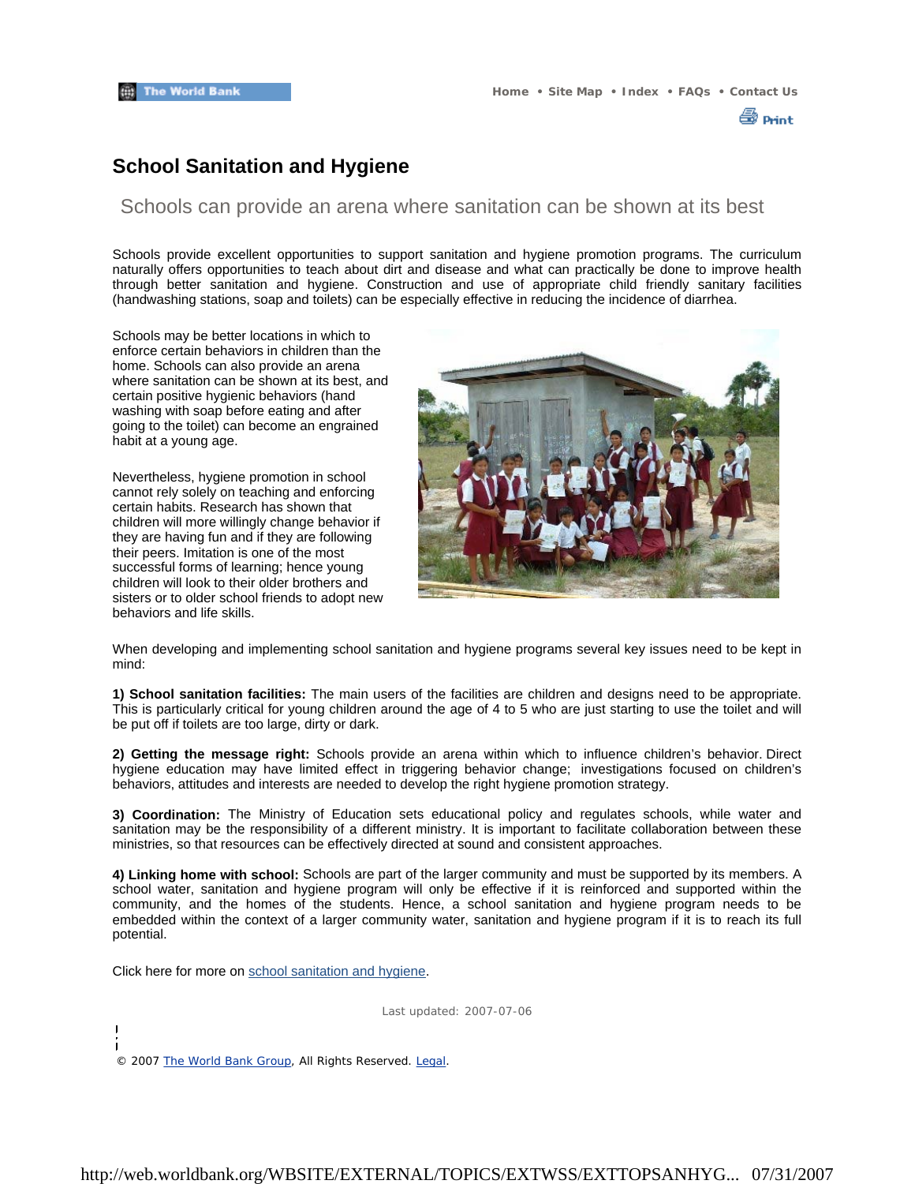# School Sanitation and Hygiene

## Schools can provide an arena where sanitation can be shown at its best

Schools provide excellent opportunities to support sanitation and hygiene promotion programs. The curriculum naturally offers opportunities to teach about dirt and disease and what can practically be done to improve health through better sanitation and hygiene. Construction and use of appropriate child friendly sanitary facilities (handwashing stations, soap and toilets) can be especially effective in reducing the incidence of diarrhea.

Schools may be better locations in which to enforce certain behaviors in children than the home. Schools can also provide an arena where sanitation can be shown at its best, and certain positive hygienic behaviors (hand washing with soap before eating and after going to the toilet) can become an engrained habit at a young age.

Nevertheless, hygiene promotion in school cannot rely solely on teaching and enforcing certain habits. Research has shown that children will more willingly change behavior if they are having fun and if they are following their peers. Imitation is one of the most successful forms of learning; hence young children will look to their older brothers and sisters or to older school friends to adopt new behaviors and life skills.

When developing and implementing school sanitation and hygiene programs several key issues need to be kept in mind:

**1) School sanitation facilities:** The main users of the facilities are children and designs need to be appropriate. This is particularly critical for young children around the age of 4 to 5 who are just starting to use the toilet and will be put off if toilets are too large, dirty or dark.

**2) Getting the message right:** Schools provide an arena within which to influence children's behavior. Direct hygiene education may have limited effect in triggering behavior change; investigations focused on children's behaviors, attitudes and interests are needed to develop the right hygiene promotion strategy.

**3) Coordination:** The Ministry of Education sets educational policy and regulates schools, while water and sanitation may be the responsibility of a different ministry. It is important to facilitate collaboration between these ministries, so that resources can be effectively directed at sound and consistent approaches.

**4) Linking home with school:** Schools are part of the larger community and must be supported by its members. A school water, sanitation and hygiene program will only be effective if it is reinforced and supported within the community, and the homes of the students. Hence, a school sanitation and hygiene program needs to be embedded within the context of a larger community water, sanitation and hygiene program if it is to reach its full potential.

Click here for more on school sanitation and hygiene.

Last updated: 2007-07-06

© 2007 The World Bank Group, All Rights Reserved. Legal.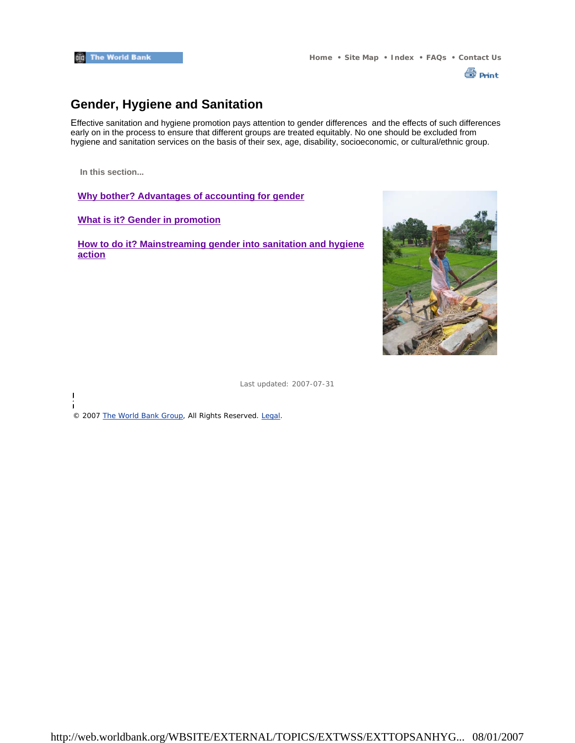# Gender, Hygiene and Sanitation

Effective sanitation and hygiene promotion pays attention to gender differences and the effects of such differences early on in the process to ensure that different groups are treated equitably. No one should be excluded from hygiene and sanitation services on the basis of their sex, age, disability, socioeconomic, or cultural/ethnic group.

**In this section...**

**Why bother? Advantages of accounting for gender**

**What is it? Gender in promotion**

**How to do it? Mainstreaming gender into sanitation and hygiene action**

Last updated: 2007-07-31

© 2007 The World Bank Group, All Rights Reserved. Legal.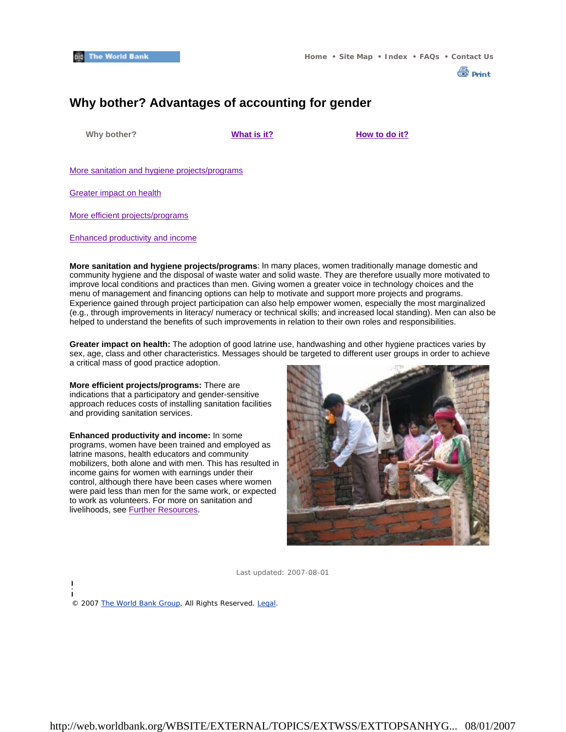# Why bother? Advantages of accounting for gender

Why bother? | What is it? | How to do it?

More sanitation and hygiene projects/programs

Greater impact on health

More efficient projects/programs

Enhanced productivity and income

**More sanitation and hygiene projects/programs**: In many places, women traditionally manage domestic and community hygiene and the disposal of waste water and solid waste. They are therefore usually more motivated to improve local conditions and practices than men. Giving women a greater voice in technology choices and the menu of management and financing options can help to motivate and support more projects and programs. Experience gained through project participation can also help empower women, especially the most marginalized (e.g., through improvements in literacy/ numeracy or technical skills; and increased local standing). Men can also be helped to understand the benefits of such improvements in relation to their own roles and responsibilities.

**Greater impact on health:** The adoption of good latrine use, handwashing and other hygiene practices varies by sex, age, class and other characteristics. Messages should be targeted to different user groups in order to achieve a critical mass of good practice adoption.

**More efficient projects/programs:** There are indications that a participatory and gender-sensitive approach reduces costs of installing sanitation facilities and providing sanitation services.

**Enhanced productivity and income:** In some programs, women have been trained and employed as latrine masons, health educators and community mobilizers, both alone and with men. This has resulted in income gains for women with earnings under their control, although there have been cases where women were paid less than men for the same work, or expected to work as volunteers. For more on sanitation and livelihoods, see Further Resources.

Last updated: 2007-08-01

© 2007 The World Bank Group, All Rights Reserved. Legal.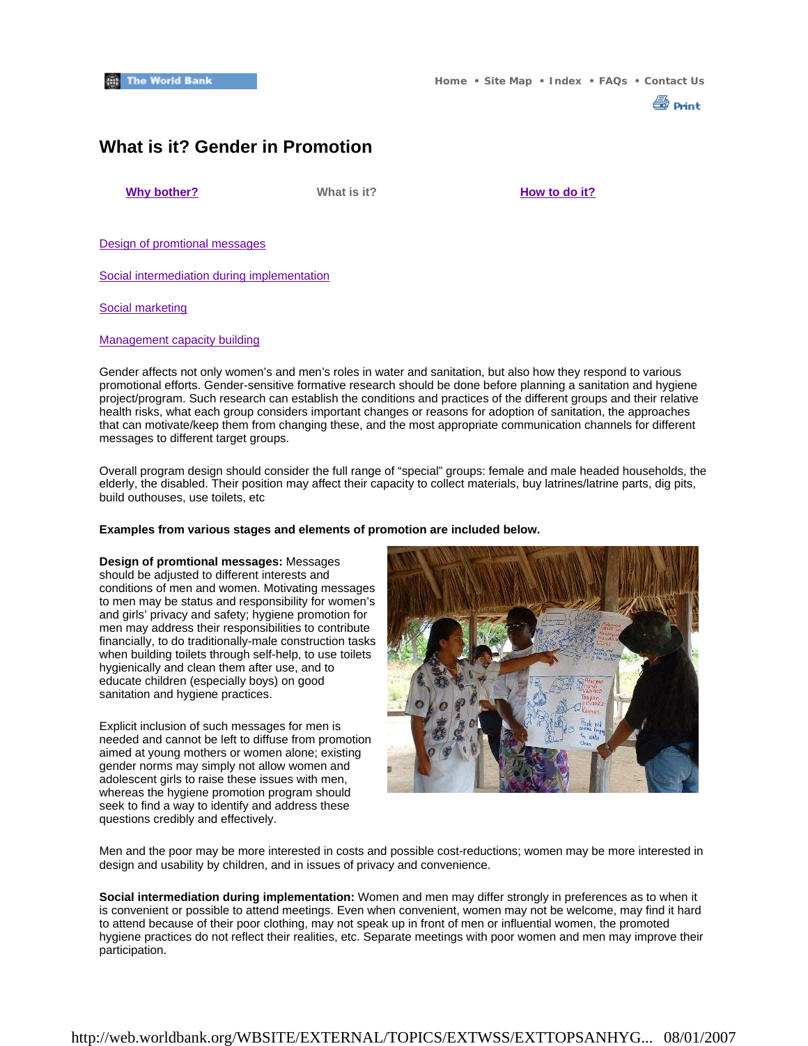# What is it? Gender in Promotion

Why bother? What is it? How to do it?

Design of promtional messages

Social intermediation during implementation

Social marketing

Management capacity building

Gender affects not only women's and men's roles in water and sanitation, but also how they respond to various promotional efforts. Gender-sensitive formative research should be done before planning a sanitation and hygiene project/program. Such research can establish the conditions and practices of the different groups and their relative health risks, what each group considers important changes or reasons for adoption of sanitation, the approaches that can motivate/keep them from changing these, and the most appropriate communication channels for different messages to different target groups.

Overall program design should consider the full range of "special" groups: female and male headed households, the elderly, the disabled. Their position may affect their capacity to collect materials, buy latrines/latrine parts, dig pits, build outhouses, use toilets, etc

**Examples from various stages and elements of promotion are included below.**

**Design of promtional messages:** Messages should be adjusted to different interests and conditions of men and women. Motivating messages to men may be status and responsibility for women's and girls' privacy and safety; hygiene promotion for men may address their responsibilities to contribute financially, to do traditionally-male construction tasks when building toilets through self-help, to use toilets hygienically and clean them after use, and to educate children (especially boys) on good sanitation and hygiene practices.

Explicit inclusion of such messages for men is needed and cannot be left to diffuse from promotion aimed at young mothers or women alone; existing gender norms may simply not allow women and adolescent girls to raise these issues with men, whereas the hygiene promotion program should seek to find a way to identify and address these questions credibly and effectively.

Men and the poor may be more interested in costs and possible cost-reductions; women may be more interested in design and usability by children, and in issues of privacy and convenience.

**Social intermediation during implementation:** Women and men may differ strongly in preferences as to when it is convenient or possible to attend meetings. Even when convenient, women may not be welcome, may find it hard to attend because of their poor clothing, may not speak up in front of men or influential women, the promoted hygiene practices do not reflect their realities, etc. Separate meetings with poor women and men may improve their participation.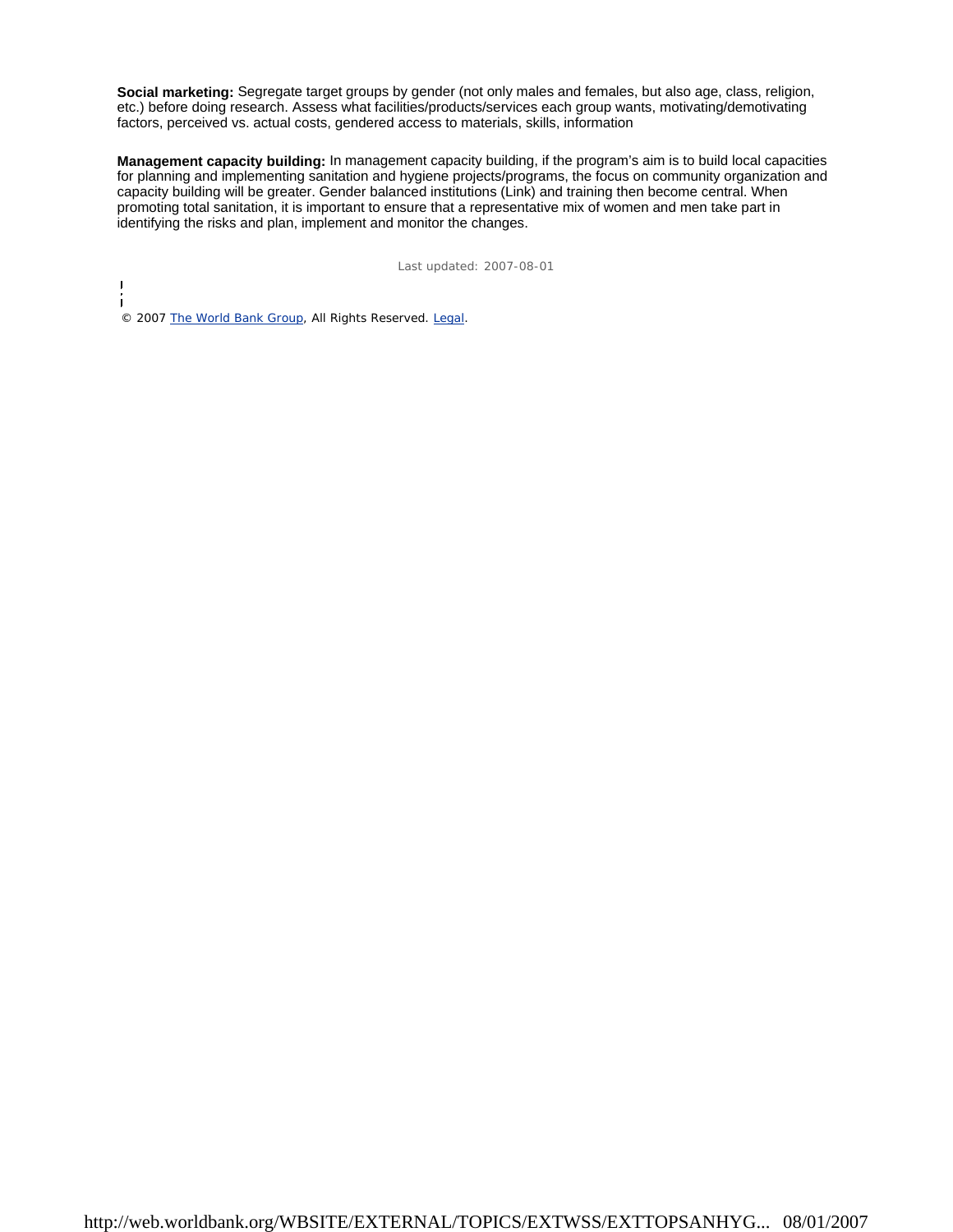**Social marketing:** Segregate target groups by gender (not only males and females, but also age, class, religion, etc.) before doing research. Assess what facilities/products/services each group wants, motivating/demotivating factors, perceived vs. actual costs, gendered access to materials, skills, information

**Management capacity building:** In management capacity building, if the program's aim is to build local capacities for planning and implementing sanitation and hygiene projects/programs, the focus on community organization and capacity building will be greater. Gender balanced institutions (Link) and training then become central. When promoting total sanitation, it is important to ensure that a representative mix of women and men take part in identifying the risks and plan, implement and monitor the changes.

Last updated: 2007-08-01

© 2007 The World Bank Group, All Rights Reserved. Legal.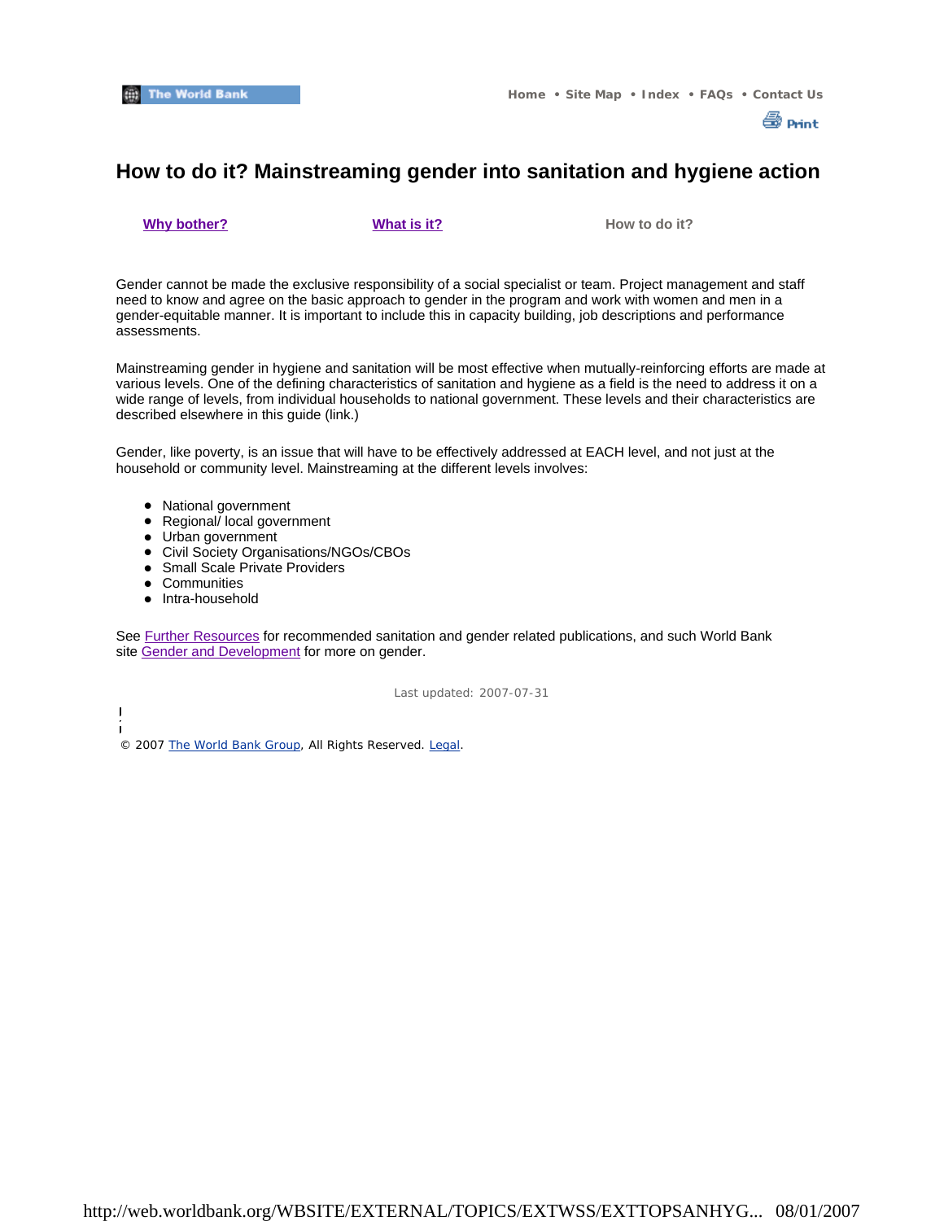The World Bank

Home • Site Map • Index • FAQs • Contact Us

Print

# How to do it? Mainstreaming gender into sanitation and hygiene action

**Why bother?** **What is it?** **How to do it?**

Gender cannot be made the exclusive responsibility of a social specialist or team. Project management and staff need to know and agree on the basic approach to gender in the program and work with women and men in a gender-equitable manner. It is important to include this in capacity building, job descriptions and performance assessments.

Mainstreaming gender in hygiene and sanitation will be most effective when mutually-reinforcing efforts are made at various levels. One of the defining characteristics of sanitation and hygiene as a field is the need to address it on a wide range of levels, from individual households to national government. These levels and their characteristics are described elsewhere in this guide (link.)

Gender, like poverty, is an issue that will have to be effectively addressed at EACH level, and not just at the household or community level. Mainstreaming at the different levels involves:

- National government
- Regional/ local government
- Urban government
- Civil Society Organisations/NGOs/CBOs
- Small Scale Private Providers
- Communities
- Intra-household

See Further Resources for recommended sanitation and gender related publications, and such World Bank site Gender and Development for more on gender.

Last updated: 2007-07-31

© 2007 The World Bank Group, All Rights Reserved. Legal.